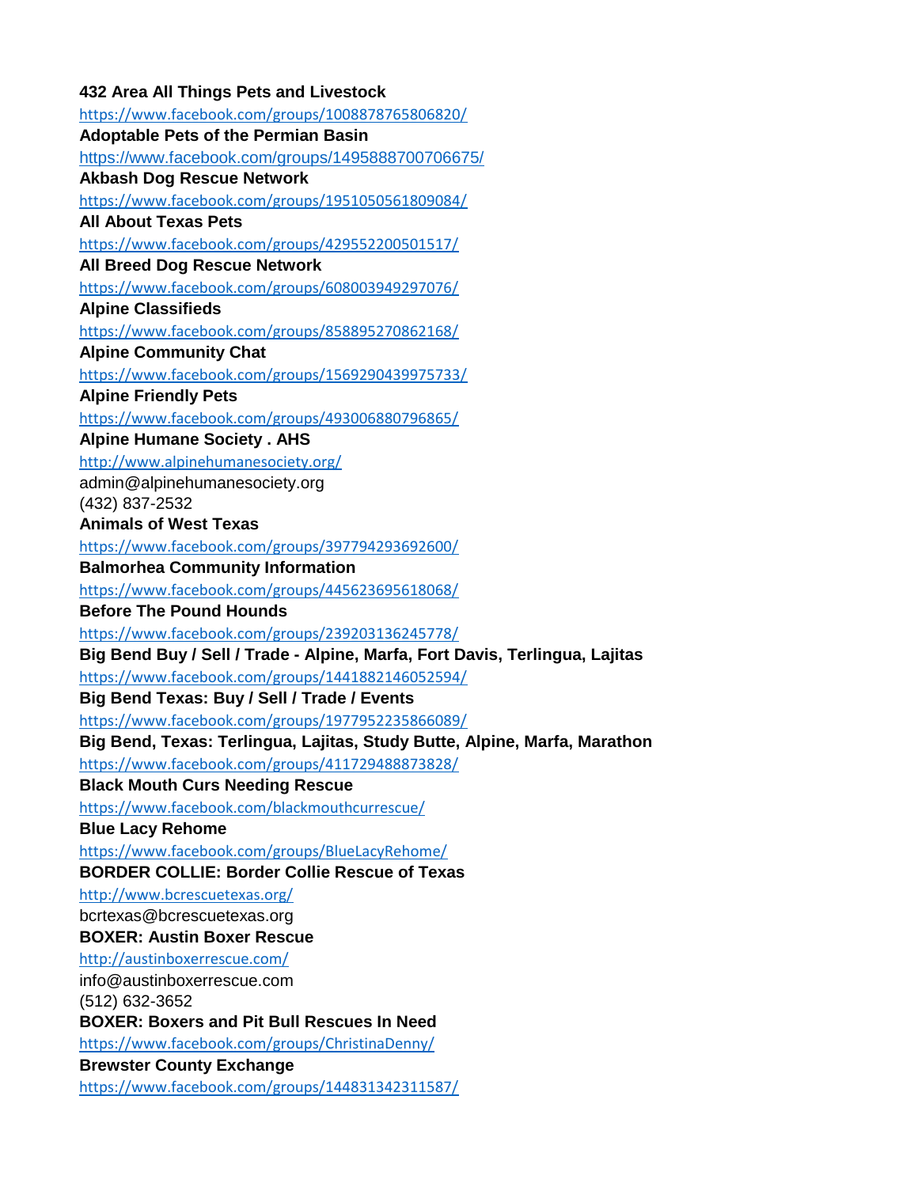**432 Area All Things Pets and Livestock**
https://www.facebook.com/groups/1008878765806820/
**Adoptable Pets of the Permian Basin**
https://www.facebook.com/groups/1495888700706675/
**Akbash Dog Rescue Network**
https://www.facebook.com/groups/1951050561809084/
**All About Texas Pets**
https://www.facebook.com/groups/429552200501517/
**All Breed Dog Rescue Network**
https://www.facebook.com/groups/608003949297076/
**Alpine Classifieds**
https://www.facebook.com/groups/858895270862168/
**Alpine Community Chat**
https://www.facebook.com/groups/1569290439975733/
**Alpine Friendly Pets**
https://www.facebook.com/groups/493006880796865/
**Alpine Humane Society . AHS**
http://www.alpinehumanesociety.org/
admin@alpinehumanesociety.org
(432) 837-2532
**Animals of West Texas**
https://www.facebook.com/groups/397794293692600/
**Balmorhea Community Information**
https://www.facebook.com/groups/445623695618068/
**Before The Pound Hounds**
https://www.facebook.com/groups/239203136245778/
**Big Bend Buy / Sell / Trade - Alpine, Marfa, Fort Davis, Terlingua, Lajitas**
https://www.facebook.com/groups/1441882146052594/
**Big Bend Texas: Buy / Sell / Trade / Events**
https://www.facebook.com/groups/1977952235866089/
**Big Bend, Texas: Terlingua, Lajitas, Study Butte, Alpine, Marfa, Marathon**
https://www.facebook.com/groups/411729488873828/
**Black Mouth Curs Needing Rescue**
https://www.facebook.com/blackmouthcurrescue/
**Blue Lacy Rehome**
https://www.facebook.com/groups/BlueLacyRehome/
**BORDER COLLIE: Border Collie Rescue of Texas**
http://www.bcrescuetexas.org/
bcrtexas@bcrescuetexas.org
**BOXER: Austin Boxer Rescue**
http://austinboxerrescue.com/
info@austinboxerrescue.com
(512) 632-3652
**BOXER: Boxers and Pit Bull Rescues In Need**
https://www.facebook.com/groups/ChristinaDenny/
**Brewster County Exchange**
https://www.facebook.com/groups/144831342311587/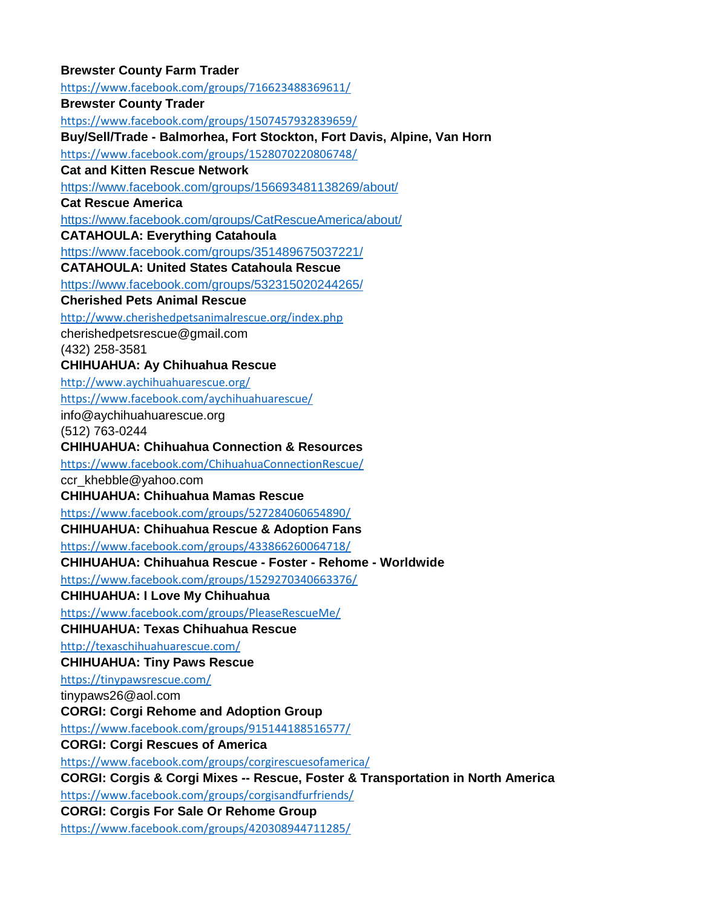**Brewster County Farm Trader**
https://www.facebook.com/groups/716623488369611/
**Brewster County Trader**
https://www.facebook.com/groups/1507457932839659/
**Buy/Sell/Trade - Balmorhea, Fort Stockton, Fort Davis, Alpine, Van Horn**
https://www.facebook.com/groups/1528070220806748/
**Cat and Kitten Rescue Network**
https://www.facebook.com/groups/156693481138269/about/
**Cat Rescue America**
https://www.facebook.com/groups/CatRescueAmerica/about/
**CATAHOULA: Everything Catahoula**
https://www.facebook.com/groups/351489675037221/
**CATAHOULA: United States Catahoula Rescue**
https://www.facebook.com/groups/532315020244265/
**Cherished Pets Animal Rescue**
http://www.cherishedpetsanimalrescue.org/index.php
cherishedpetsrescue@gmail.com
(432) 258-3581
**CHIHUAHUA: Ay Chihuahua Rescue**
http://www.aychihuahuarescue.org/
https://www.facebook.com/aychihuahuarescue/
info@aychihuahuarescue.org
(512) 763-0244
**CHIHUAHUA: Chihuahua Connection & Resources**
https://www.facebook.com/ChihuahuaConnectionRescue/
ccr_khebble@yahoo.com
**CHIHUAHUA: Chihuahua Mamas Rescue**
https://www.facebook.com/groups/527284060654890/
**CHIHUAHUA: Chihuahua Rescue & Adoption Fans**
https://www.facebook.com/groups/433866260064718/
**CHIHUAHUA: Chihuahua Rescue - Foster - Rehome - Worldwide**
https://www.facebook.com/groups/1529270340663376/
**CHIHUAHUA: I Love My Chihuahua**
https://www.facebook.com/groups/PleaseRescueMe/
**CHIHUAHUA: Texas Chihuahua Rescue**
http://texaschihuahuarescue.com/
**CHIHUAHUA: Tiny Paws Rescue**
https://tinypawsrescue.com/
tinypaws26@aol.com
**CORGI: Corgi Rehome and Adoption Group**
https://www.facebook.com/groups/915144188516577/
**CORGI: Corgi Rescues of America**
https://www.facebook.com/groups/corgirescuesofamerica/
**CORGI: Corgis & Corgi Mixes -- Rescue, Foster & Transportation in North America**
https://www.facebook.com/groups/corgisandfurfriends/
**CORGI: Corgis For Sale Or Rehome Group**
https://www.facebook.com/groups/420308944711285/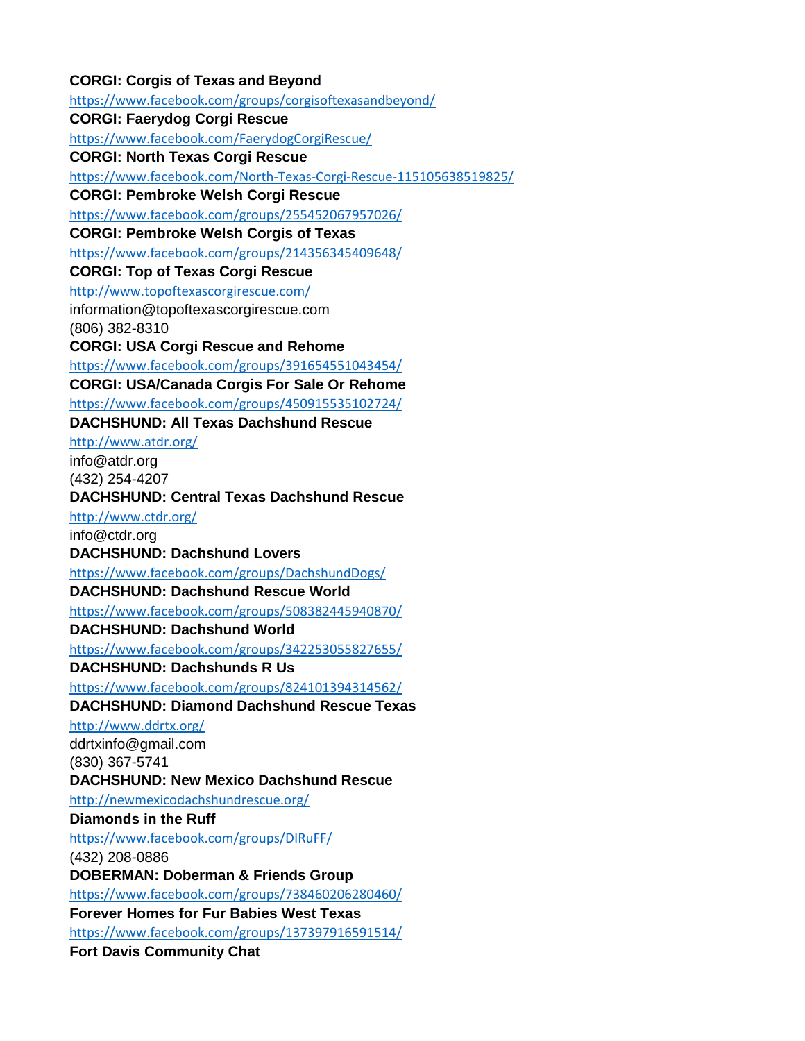**CORGI: Corgis of Texas and Beyond**
https://www.facebook.com/groups/corgisoftexasandbeyond/
**CORGI: Faerydog Corgi Rescue**
https://www.facebook.com/FaerydogCorgiRescue/
**CORGI: North Texas Corgi Rescue**
https://www.facebook.com/North-Texas-Corgi-Rescue-115105638519825/
**CORGI: Pembroke Welsh Corgi Rescue**
https://www.facebook.com/groups/255452067957026/
**CORGI: Pembroke Welsh Corgis of Texas**
https://www.facebook.com/groups/214356345409648/
**CORGI: Top of Texas Corgi Rescue**
http://www.topoftexascorgirescue.com/
information@topoftexascorgirescue.com
(806) 382-8310
**CORGI: USA Corgi Rescue and Rehome**
https://www.facebook.com/groups/391654551043454/
**CORGI: USA/Canada Corgis For Sale Or Rehome**
https://www.facebook.com/groups/450915535102724/
**DACHSHUND: All Texas Dachshund Rescue**
http://www.atdr.org/
info@atdr.org
(432) 254-4207
**DACHSHUND: Central Texas Dachshund Rescue**
http://www.ctdr.org/
info@ctdr.org
**DACHSHUND: Dachshund Lovers**
https://www.facebook.com/groups/DachshundDogs/
**DACHSHUND: Dachshund Rescue World**
https://www.facebook.com/groups/508382445940870/
**DACHSHUND: Dachshund World**
https://www.facebook.com/groups/342253055827655/
**DACHSHUND: Dachshunds R Us**
https://www.facebook.com/groups/824101394314562/
**DACHSHUND: Diamond Dachshund Rescue Texas**
http://www.ddrtx.org/
ddrtxinfo@gmail.com
(830) 367-5741
**DACHSHUND: New Mexico Dachshund Rescue**
http://newmexicodachshundrescue.org/
**Diamonds in the Ruff**
https://www.facebook.com/groups/DIRuFF/
(432) 208-0886
**DOBERMAN: Doberman & Friends Group**
https://www.facebook.com/groups/738460206280460/
**Forever Homes for Fur Babies West Texas**
https://www.facebook.com/groups/137397916591514/
**Fort Davis Community Chat**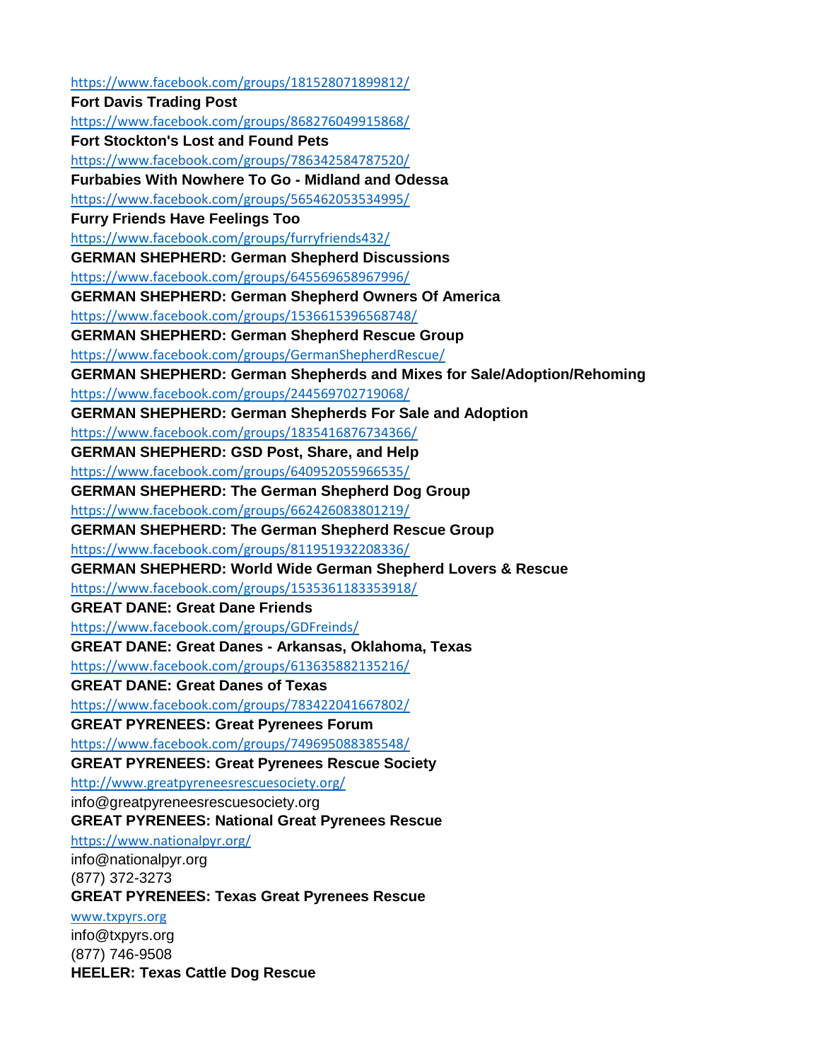https://www.facebook.com/groups/181528071899812/

**Fort Davis Trading Post**

https://www.facebook.com/groups/868276049915868/

**Fort Stockton's Lost and Found Pets**

https://www.facebook.com/groups/786342584787520/

**Furbabies With Nowhere To Go - Midland and Odessa**

https://www.facebook.com/groups/565462053534995/

**Furry Friends Have Feelings Too**

https://www.facebook.com/groups/furryfriends432/

**GERMAN SHEPHERD: German Shepherd Discussions**

https://www.facebook.com/groups/645569658967996/

**GERMAN SHEPHERD: German Shepherd Owners Of America**

https://www.facebook.com/groups/1536615396568748/

**GERMAN SHEPHERD: German Shepherd Rescue Group**

https://www.facebook.com/groups/GermanShepherdRescue/

**GERMAN SHEPHERD: German Shepherds and Mixes for Sale/Adoption/Rehoming**

https://www.facebook.com/groups/244569702719068/

**GERMAN SHEPHERD: German Shepherds For Sale and Adoption**

https://www.facebook.com/groups/1835416876734366/

**GERMAN SHEPHERD: GSD Post, Share, and Help**

https://www.facebook.com/groups/640952055966535/

**GERMAN SHEPHERD: The German Shepherd Dog Group**

https://www.facebook.com/groups/662426083801219/

**GERMAN SHEPHERD: The German Shepherd Rescue Group**

https://www.facebook.com/groups/811951932208336/

**GERMAN SHEPHERD: World Wide German Shepherd Lovers & Rescue**

https://www.facebook.com/groups/1535361183353918/

**GREAT DANE: Great Dane Friends**

https://www.facebook.com/groups/GDFreinds/

**GREAT DANE: Great Danes - Arkansas, Oklahoma, Texas**

https://www.facebook.com/groups/613635882135216/

**GREAT DANE: Great Danes of Texas**

https://www.facebook.com/groups/783422041667802/

**GREAT PYRENEES: Great Pyrenees Forum**

https://www.facebook.com/groups/749695088385548/

**GREAT PYRENEES: Great Pyrenees Rescue Society**

http://www.greatpyreneesrescuesociety.org/

info@greatpyreneesrescuesociety.org

**GREAT PYRENEES: National Great Pyrenees Rescue**

https://www.nationalpyr.org/

info@nationalpyr.org

(877) 372-3273

**GREAT PYRENEES: Texas Great Pyrenees Rescue**

www.txpyrs.org

info@txpyrs.org

(877) 746-9508

**HEELER: Texas Cattle Dog Rescue**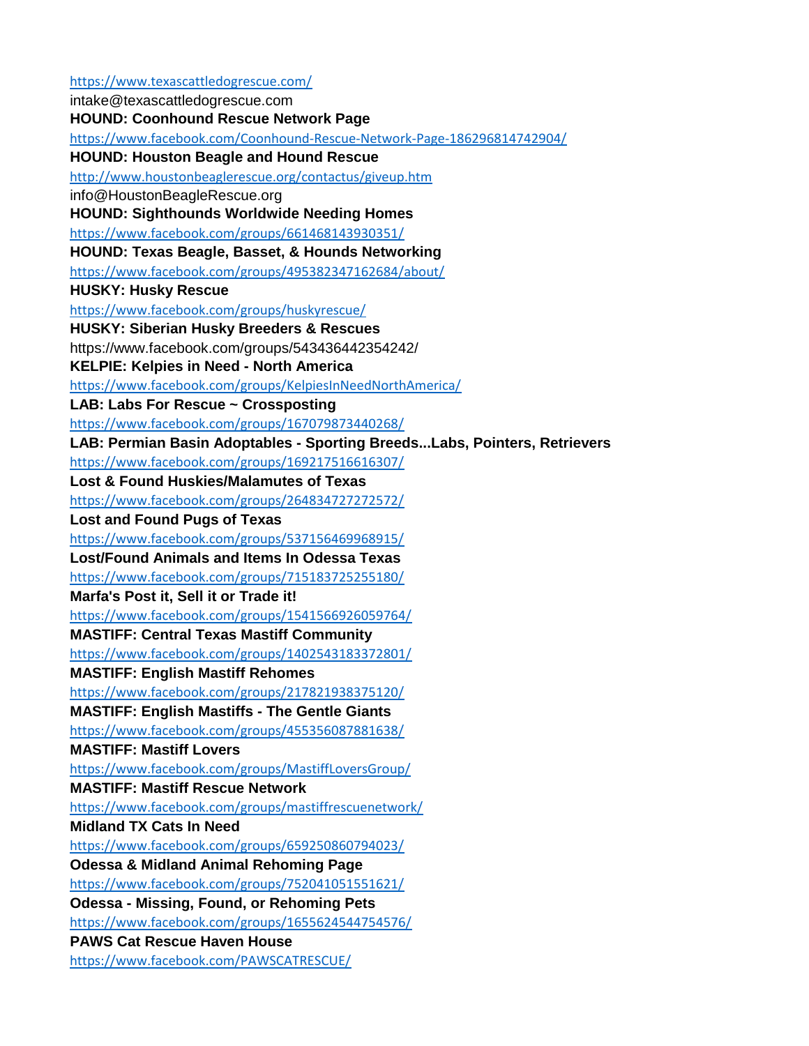https://www.texascattledogrescue.com/
intake@texascattledogrescue.com
**HOUND: Coonhound Rescue Network Page**
https://www.facebook.com/Coonhound-Rescue-Network-Page-186296814742904/
**HOUND: Houston Beagle and Hound Rescue**
http://www.houstonbeaglerescue.org/contactus/giveup.htm
info@HoustonBeagleRescue.org
**HOUND: Sighthounds Worldwide Needing Homes**
https://www.facebook.com/groups/661468143930351/
**HOUND: Texas Beagle, Basset, & Hounds Networking**
https://www.facebook.com/groups/495382347162684/about/
**HUSKY: Husky Rescue**
https://www.facebook.com/groups/huskyrescue/
**HUSKY: Siberian Husky Breeders & Rescues**
https://www.facebook.com/groups/543436442354242/
**KELPIE: Kelpies in Need - North America**
https://www.facebook.com/groups/KelpiesInNeedNorthAmerica/
**LAB: Labs For Rescue ~ Crossposting**
https://www.facebook.com/groups/167079873440268/
**LAB: Permian Basin Adoptables - Sporting Breeds...Labs, Pointers, Retrievers**
https://www.facebook.com/groups/169217516616307/
**Lost & Found Huskies/Malamutes of Texas**
https://www.facebook.com/groups/264834727272572/
**Lost and Found Pugs of Texas**
https://www.facebook.com/groups/537156469968915/
**Lost/Found Animals and Items In Odessa Texas**
https://www.facebook.com/groups/715183725255180/
**Marfa's Post it, Sell it or Trade it!**
https://www.facebook.com/groups/1541566926059764/
**MASTIFF: Central Texas Mastiff Community**
https://www.facebook.com/groups/1402543183372801/
**MASTIFF: English Mastiff Rehomes**
https://www.facebook.com/groups/217821938375120/
**MASTIFF: English Mastiffs - The Gentle Giants**
https://www.facebook.com/groups/455356087881638/
**MASTIFF: Mastiff Lovers**
https://www.facebook.com/groups/MastiffLoversGroup/
**MASTIFF: Mastiff Rescue Network**
https://www.facebook.com/groups/mastiffrescuenetwork/
**Midland TX Cats In Need**
https://www.facebook.com/groups/659250860794023/
**Odessa & Midland Animal Rehoming Page**
https://www.facebook.com/groups/752041051551621/
**Odessa - Missing, Found, or Rehoming Pets**
https://www.facebook.com/groups/1655624544754576/
**PAWS Cat Rescue Haven House**
https://www.facebook.com/PAWSCATRESCUE/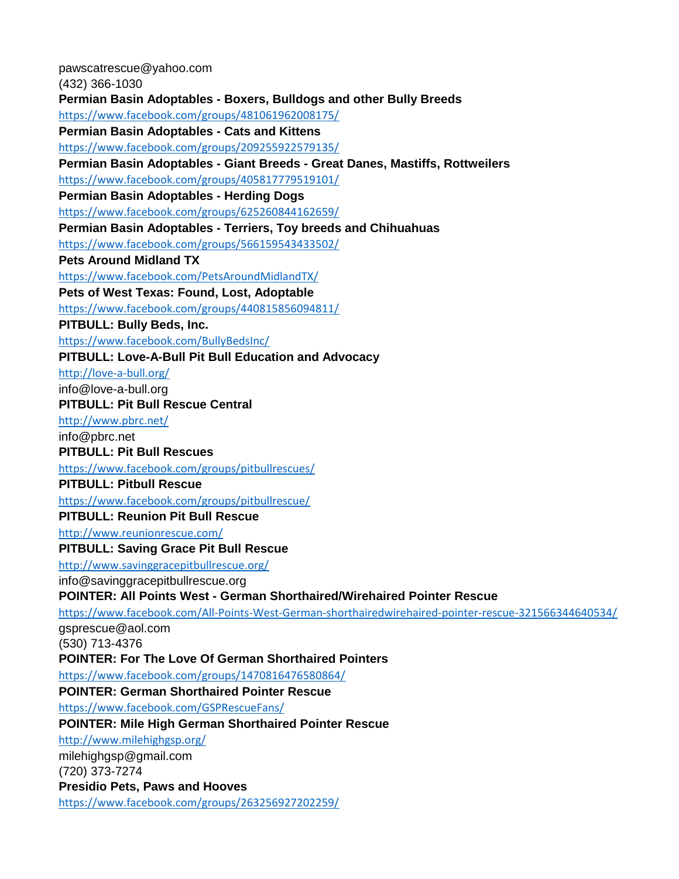pawscatrescue@yahoo.com
(432) 366-1030

**Permian Basin Adoptables - Boxers, Bulldogs and other Bully Breeds**
https://www.facebook.com/groups/481061962008175/

**Permian Basin Adoptables - Cats and Kittens**
https://www.facebook.com/groups/209255922579135/

**Permian Basin Adoptables - Giant Breeds - Great Danes, Mastiffs, Rottweilers**
https://www.facebook.com/groups/405817779519101/

**Permian Basin Adoptables - Herding Dogs**
https://www.facebook.com/groups/625260844162659/

**Permian Basin Adoptables - Terriers, Toy breeds and Chihuahuas**
https://www.facebook.com/groups/566159543433502/

**Pets Around Midland TX**
https://www.facebook.com/PetsAroundMidlandTX/

**Pets of West Texas: Found, Lost, Adoptable**
https://www.facebook.com/groups/440815856094811/

**PITBULL: Bully Beds, Inc.**
https://www.facebook.com/BullyBedsInc/

**PITBULL: Love-A-Bull Pit Bull Education and Advocacy**
http://love-a-bull.org/
info@love-a-bull.org

**PITBULL: Pit Bull Rescue Central**
http://www.pbrc.net/
info@pbrc.net

**PITBULL: Pit Bull Rescues**
https://www.facebook.com/groups/pitbullrescues/

**PITBULL: Pitbull Rescue**
https://www.facebook.com/groups/pitbullrescue/

**PITBULL: Reunion Pit Bull Rescue**
http://www.reunionrescue.com/

**PITBULL: Saving Grace Pit Bull Rescue**
http://www.savinggracepitbullrescue.org/
info@savinggracepitbullrescue.org

**POINTER: All Points West - German Shorthaired/Wirehaired Pointer Rescue**
https://www.facebook.com/All-Points-West-German-shorthairedwirehaired-pointer-rescue-321566344640534/
gsprescue@aol.com
(530) 713-4376

**POINTER: For The Love Of German Shorthaired Pointers**
https://www.facebook.com/groups/1470816476580864/

**POINTER: German Shorthaired Pointer Rescue**
https://www.facebook.com/GSPRescueFans/

**POINTER: Mile High German Shorthaired Pointer Rescue**
http://www.milehighgsp.org/
milehighgsp@gmail.com
(720) 373-7274

**Presidio Pets, Paws and Hooves**
https://www.facebook.com/groups/263256927202259/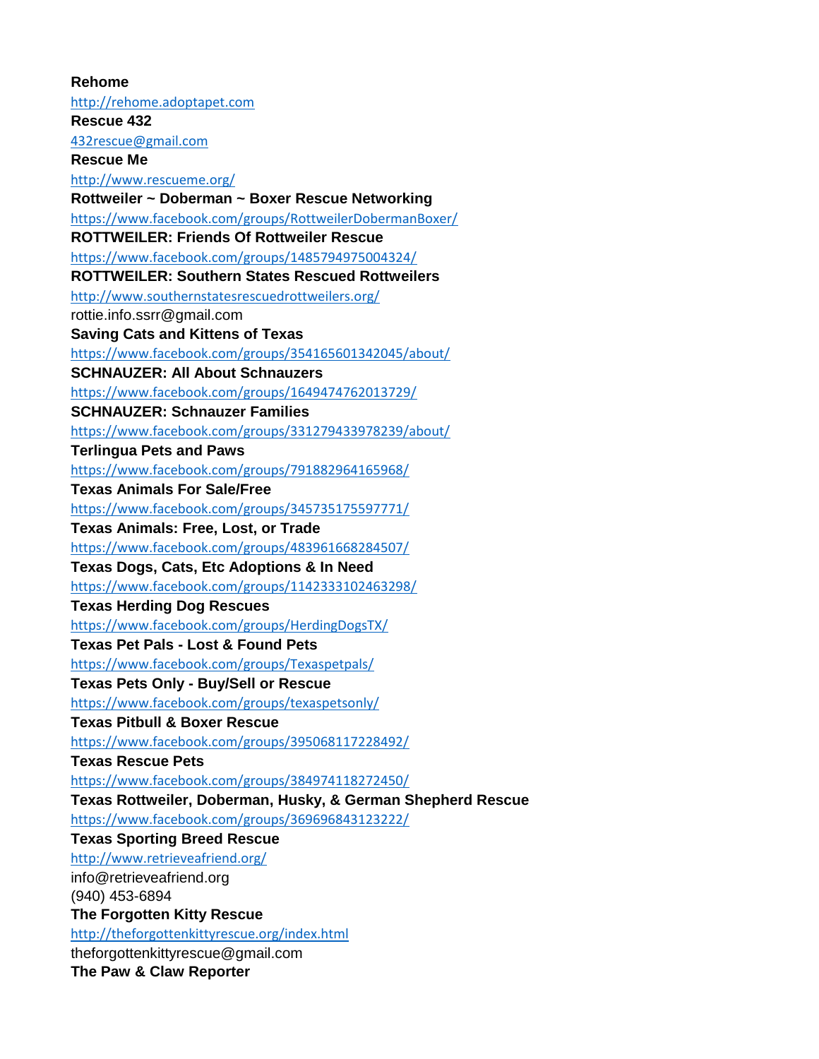**Rehome**
http://rehome.adoptapet.com
**Rescue 432**
432rescue@gmail.com
**Rescue Me**
http://www.rescueme.org/
**Rottweiler ~ Doberman ~ Boxer Rescue Networking**
https://www.facebook.com/groups/RottweilerDobermanBoxer/
**ROTTWEILER: Friends Of Rottweiler Rescue**
https://www.facebook.com/groups/1485794975004324/
**ROTTWEILER: Southern States Rescued Rottweilers**
http://www.southernstatesrescuedrottweilers.org/
rottie.info.ssrr@gmail.com
**Saving Cats and Kittens of Texas**
https://www.facebook.com/groups/354165601342045/about/
**SCHNAUZER: All About Schnauzers**
https://www.facebook.com/groups/1649474762013729/
**SCHNAUZER: Schnauzer Families**
https://www.facebook.com/groups/331279433978239/about/
**Terlingua Pets and Paws**
https://www.facebook.com/groups/791882964165968/
**Texas Animals For Sale/Free**
https://www.facebook.com/groups/345735175597771/
**Texas Animals: Free, Lost, or Trade**
https://www.facebook.com/groups/483961668284507/
**Texas Dogs, Cats, Etc Adoptions & In Need**
https://www.facebook.com/groups/1142333102463298/
**Texas Herding Dog Rescues**
https://www.facebook.com/groups/HerdingDogsTX/
**Texas Pet Pals - Lost & Found Pets**
https://www.facebook.com/groups/Texaspetpals/
**Texas Pets Only - Buy/Sell or Rescue**
https://www.facebook.com/groups/texaspetsonly/
**Texas Pitbull & Boxer Rescue**
https://www.facebook.com/groups/395068117228492/
**Texas Rescue Pets**
https://www.facebook.com/groups/384974118272450/
**Texas Rottweiler, Doberman, Husky, & German Shepherd Rescue**
https://www.facebook.com/groups/369696843123222/
**Texas Sporting Breed Rescue**
http://www.retrieveafriend.org/
info@retrieveafriend.org
(940) 453-6894
**The Forgotten Kitty Rescue**
http://theforgottenkittyrescue.org/index.html
theforgottenkittyrescue@gmail.com
**The Paw & Claw Reporter**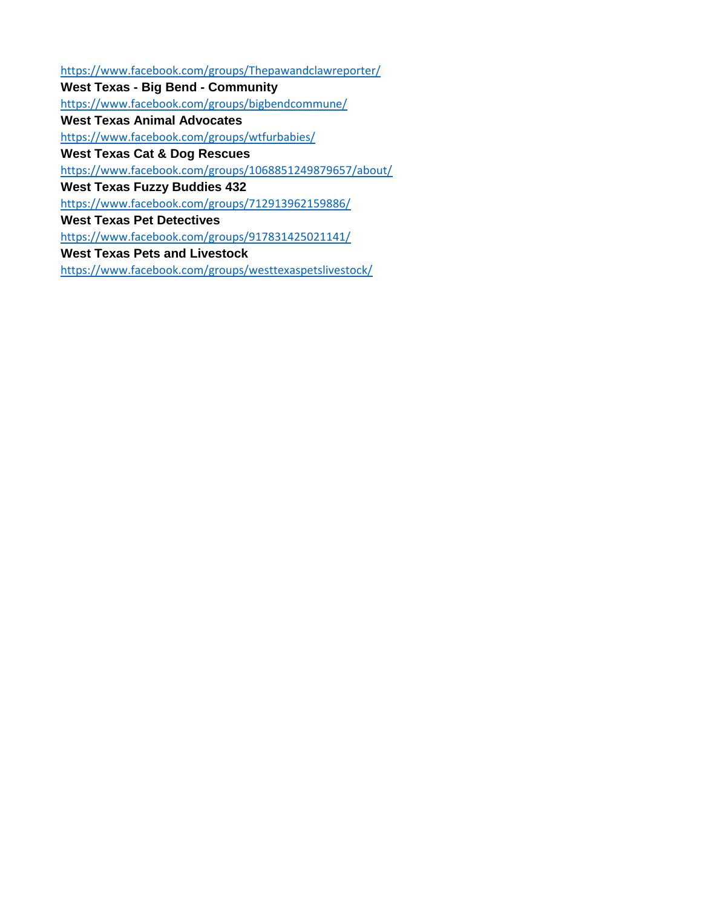https://www.facebook.com/groups/Thepawandclawreporter/

**West Texas - Big Bend - Community**

https://www.facebook.com/groups/bigbendcommune/

**West Texas Animal Advocates**

https://www.facebook.com/groups/wtfurbabies/

**West Texas Cat & Dog Rescues**

https://www.facebook.com/groups/1068851249879657/about/

**West Texas Fuzzy Buddies 432**

https://www.facebook.com/groups/712913962159886/

**West Texas Pet Detectives**

https://www.facebook.com/groups/917831425021141/

**West Texas Pets and Livestock**

https://www.facebook.com/groups/westtexaspetslivestock/